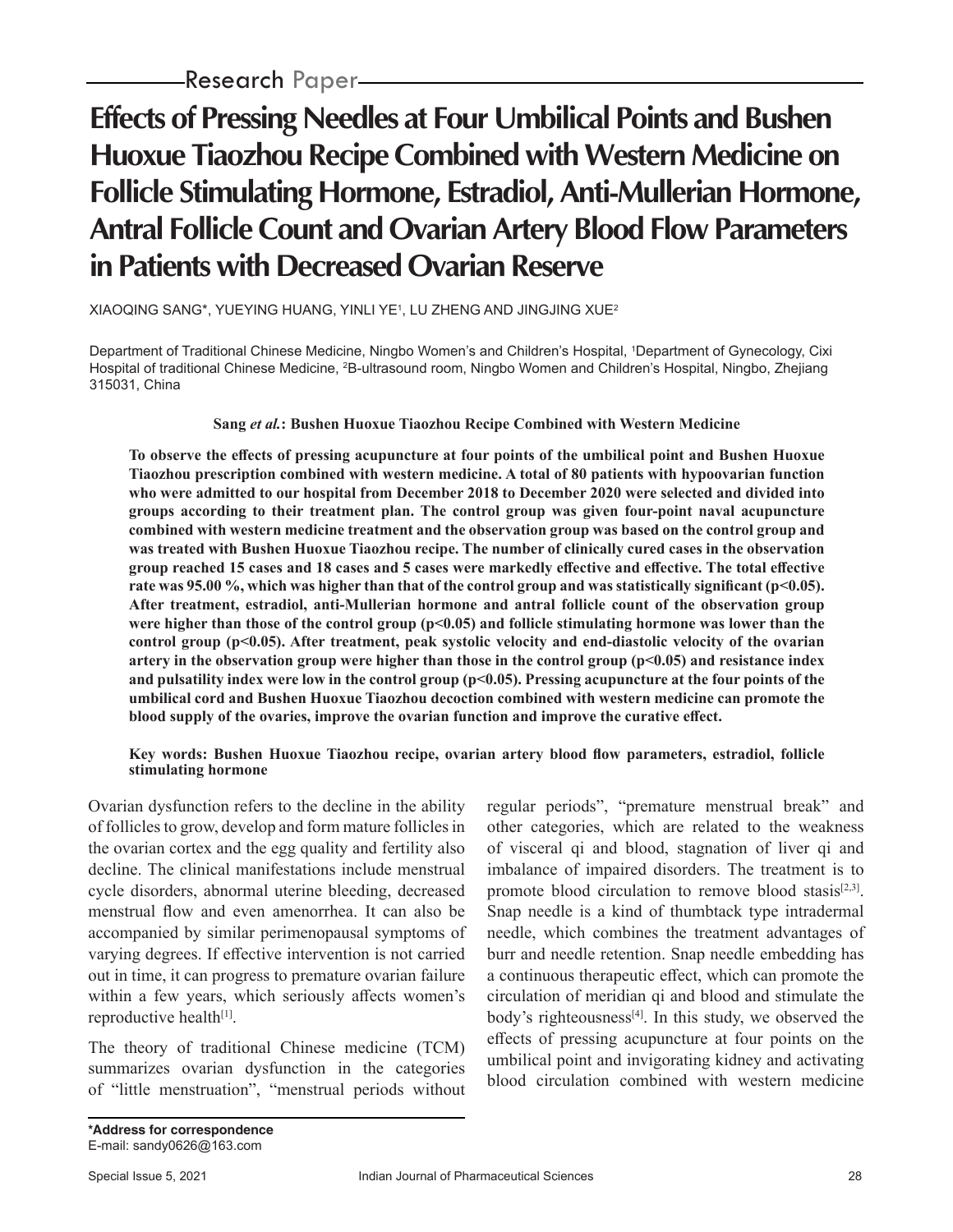Research Paper

# Effects of Pressing Needles at Four Umbilical Points and Bushen Huoxue Tiaozhou Recipe Combined with Western Medicine on Follicle Stimulating Hormone, Estradiol, Anti-Mullerian Hormone, Antral Follicle Count and Ovarian Artery Blood Flow Parameters in Patients with Decreased Ovarian Reserve

XIAOQING SANG*, YUEYING HUANG, YINLI YE[1], LU ZHENG AND JINGJING XUE[2]

Department of Traditional Chinese Medicine, Ningbo Women's and Children's Hospital, [1]Department of Gynecology, Cixi Hospital of traditional Chinese Medicine, [2]B-ultrasound room, Ningbo Women and Children's Hospital, Ningbo, Zhejiang 315031, China

**Sang *et al.*: Bushen Huoxue Tiaozhou Recipe Combined with Western Medicine**

**To observe the effects of pressing acupuncture at four points of the umbilical point and Bushen Huoxue Tiaozhou prescription combined with western medicine. A total of 80 patients with hypoovarian function who were admitted to our hospital from December 2018 to December 2020 were selected and divided into groups according to their treatment plan. The control group was given four-point naval acupuncture combined with western medicine treatment and the observation group was based on the control group and was treated with Bushen Huoxue Tiaozhou recipe. The number of clinically cured cases in the observation group reached 15 cases and 18 cases and 5 cases were markedly effective and effective. The total effective rate was 95.00 %, which was higher than that of the control group and was statistically significant ($p<0.05$). After treatment, estradiol, anti-Mullerian hormone and antral follicle count of the observation group were higher than those of the control group ($p<0.05$) and follicle stimulating hormone was lower than the control group ($p<0.05$). After treatment, peak systolic velocity and end-diastolic velocity of the ovarian artery in the observation group were higher than those in the control group ($p<0.05$) and resistance index and pulsatility index were low in the control group ($p<0.05$). Pressing acupuncture at the four points of the umbilical cord and Bushen Huoxue Tiaozhou decoction combined with western medicine can promote the blood supply of the ovaries, improve the ovarian function and improve the curative effect.**

**Key words: Bushen Huoxue Tiaozhou recipe, ovarian artery blood flow parameters, estradiol, follicle stimulating hormone**

Ovarian dysfunction refers to the decline in the ability of follicles to grow, develop and form mature follicles in the ovarian cortex and the egg quality and fertility also decline. The clinical manifestations include menstrual cycle disorders, abnormal uterine bleeding, decreased menstrual flow and even amenorrhea. It can also be accompanied by similar perimenopausal symptoms of varying degrees. If effective intervention is not carried out in time, it can progress to premature ovarian failure within a few years, which seriously affects women's reproductive health[1].

The theory of traditional Chinese medicine (TCM) summarizes ovarian dysfunction in the categories of "little menstruation", "menstrual periods without regular periods", "premature menstrual break" and other categories, which are related to the weakness of visceral qi and blood, stagnation of liver qi and imbalance of impaired disorders. The treatment is to promote blood circulation to remove blood stasis[2,3]. Snap needle is a kind of thumbtack type intradermal needle, which combines the treatment advantages of burr and needle retention. Snap needle embedding has a continuous therapeutic effect, which can promote the circulation of meridian qi and blood and stimulate the body's righteousness[4]. In this study, we observed the effects of pressing acupuncture at four points on the umbilical point and invigorating kidney and activating blood circulation combined with western medicine

**\*Address for correspondence**
E-mail: sandy0626@163.com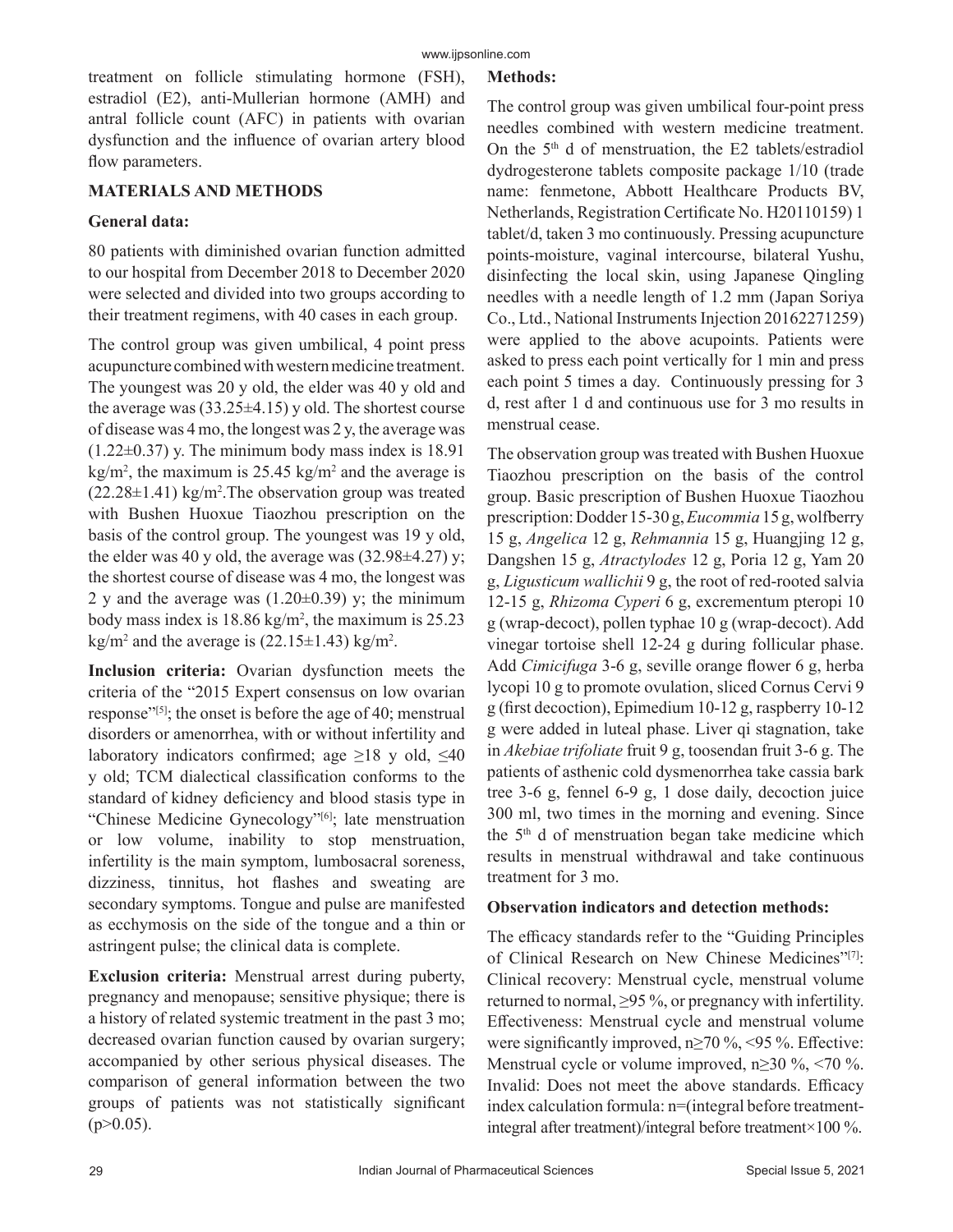treatment on follicle stimulating hormone (FSH), estradiol (E2), anti-Mullerian hormone (AMH) and antral follicle count (AFC) in patients with ovarian dysfunction and the influence of ovarian artery blood flow parameters.

## MATERIALS AND METHODS

### General data:

80 patients with diminished ovarian function admitted to our hospital from December 2018 to December 2020 were selected and divided into two groups according to their treatment regimens, with 40 cases in each group.

The control group was given umbilical, 4 point press acupuncture combined with western medicine treatment. The youngest was 20 y old, the elder was 40 y old and the average was (33.25±4.15) y old. The shortest course of disease was 4 mo, the longest was 2 y, the average was (1.22±0.37) y. The minimum body mass index is 18.91 $kg/m^2$, the maximum is 25.45 $kg/m^2$ and the average is (22.28±1.41) $kg/m^2$.The observation group was treated with Bushen Huoxue Tiaozhou prescription on the basis of the control group. The youngest was 19 y old, the elder was 40 y old, the average was (32.98±4.27) y; the shortest course of disease was 4 mo, the longest was 2 y and the average was (1.20±0.39) y; the minimum body mass index is 18.86 $kg/m^2$, the maximum is 25.23 $kg/m^2$ and the average is (22.15±1.43) $kg/m^2$.

**Inclusion criteria:** Ovarian dysfunction meets the criteria of the "2015 Expert consensus on low ovarian response"[5]; the onset is before the age of 40; menstrual disorders or amenorrhea, with or without infertility and laboratory indicators confirmed; age ≥18 y old, ≤40 y old; TCM dialectical classification conforms to the standard of kidney deficiency and blood stasis type in "Chinese Medicine Gynecology"[6]; late menstruation or low volume, inability to stop menstruation, infertility is the main symptom, lumbosacral soreness, dizziness, tinnitus, hot flashes and sweating are secondary symptoms. Tongue and pulse are manifested as ecchymosis on the side of the tongue and a thin or astringent pulse; the clinical data is complete.

**Exclusion criteria:** Menstrual arrest during puberty, pregnancy and menopause; sensitive physique; there is a history of related systemic treatment in the past 3 mo; decreased ovarian function caused by ovarian surgery; accompanied by other serious physical diseases. The comparison of general information between the two groups of patients was not statistically significant ($p>0.05$).

### Methods:

The control group was given umbilical four-point press needles combined with western medicine treatment. On the 5th d of menstruation, the E2 tablets/estradiol dydrogesterone tablets composite package 1/10 (trade name: fenmetone, Abbott Healthcare Products BV, Netherlands, Registration Certificate No. H20110159) 1 tablet/d, taken 3 mo continuously. Pressing acupuncture points-moisture, vaginal intercourse, bilateral Yushu, disinfecting the local skin, using Japanese Qingling needles with a needle length of 1.2 mm (Japan Soriya Co., Ltd., National Instruments Injection 20162271259) were applied to the above acupoints. Patients were asked to press each point vertically for 1 min and press each point 5 times a day. Continuously pressing for 3 d, rest after 1 d and continuous use for 3 mo results in menstrual cease.

The observation group was treated with Bushen Huoxue Tiaozhou prescription on the basis of the control group. Basic prescription of Bushen Huoxue Tiaozhou prescription: Dodder 15-30 g, *Eucommia* 15 g, wolfberry 15 g, *Angelica* 12 g, *Rehmannia* 15 g, Huangjing 12 g, Dangshen 15 g, *Atractylodes* 12 g, Poria 12 g, Yam 20 g, *Ligusticum wallichii* 9 g, the root of red-rooted salvia 12-15 g, *Rhizoma Cyperi* 6 g, excrementum pteropi 10 g (wrap-decoct), pollen typhae 10 g (wrap-decoct). Add vinegar tortoise shell 12-24 g during follicular phase. Add *Cimicifuga* 3-6 g, seville orange flower 6 g, herba lycopi 10 g to promote ovulation, sliced Cornus Cervi 9 g (first decoction), Epimedium 10-12 g, raspberry 10-12 g were added in luteal phase. Liver qi stagnation, take in *Akebiae trifoliate* fruit 9 g, toosendan fruit 3-6 g. The patients of asthenic cold dysmenorrhea take cassia bark tree 3-6 g, fennel 6-9 g, 1 dose daily, decoction juice 300 ml, two times in the morning and evening. Since the 5th d of menstruation began take medicine which results in menstrual withdrawal and take continuous treatment for 3 mo.

### Observation indicators and detection methods:

The efficacy standards refer to the "Guiding Principles of Clinical Research on New Chinese Medicines"[7]: Clinical recovery: Menstrual cycle, menstrual volume returned to normal, ≥95 %, or pregnancy with infertility. Effectiveness: Menstrual cycle and menstrual volume were significantly improved, n≥70 %, <95 %. Effective: Menstrual cycle or volume improved, n≥30 %, <70 %. Invalid: Does not meet the above standards. Efficacy index calculation formula: n=(integral before treatment-integral after treatment)/integral before treatment×100 %.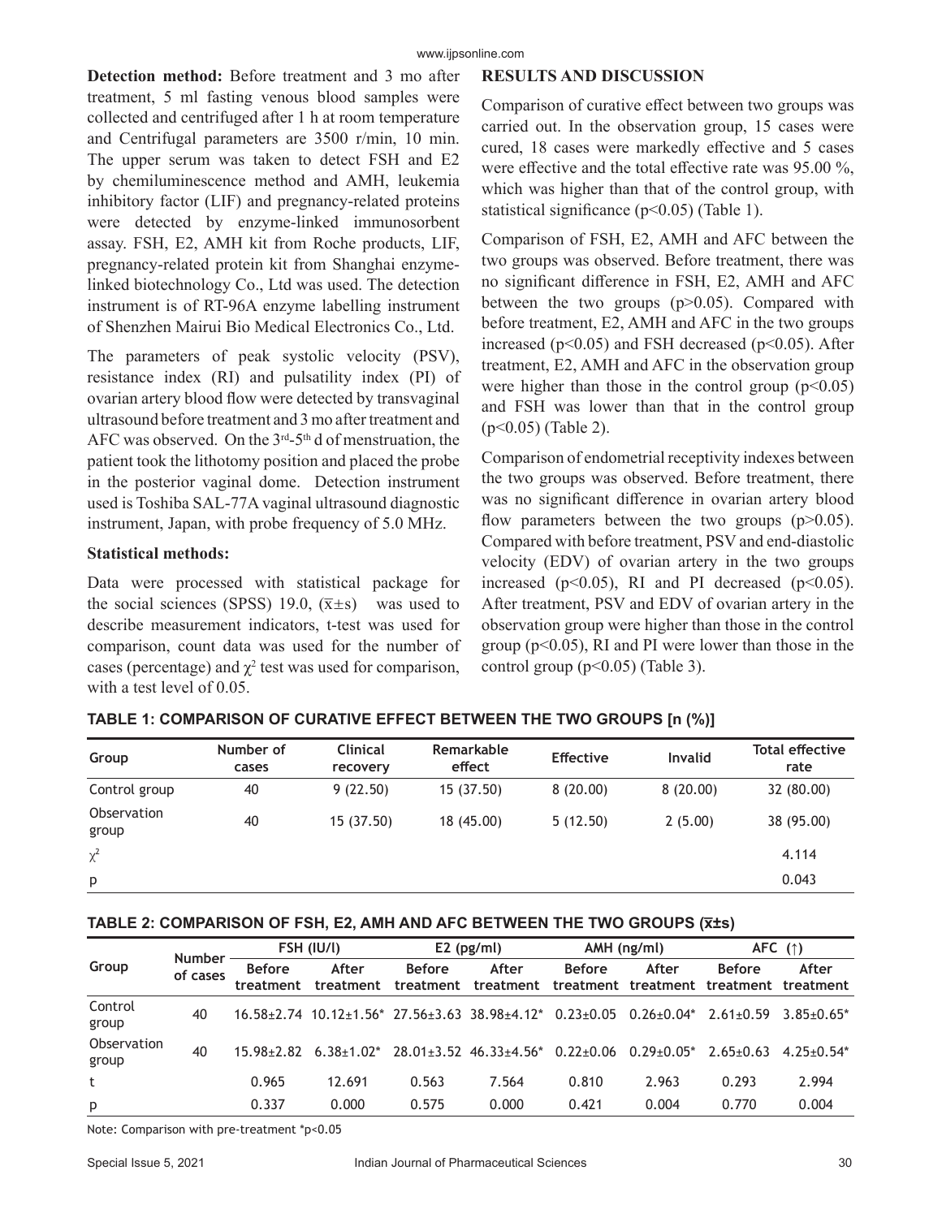**Detection method:** Before treatment and 3 mo after treatment, 5 ml fasting venous blood samples were collected and centrifuged after 1 h at room temperature and Centrifugal parameters are 3500 r/min, 10 min. The upper serum was taken to detect FSH and E2 by chemiluminescence method and AMH, leukemia inhibitory factor (LIF) and pregnancy-related proteins were detected by enzyme-linked immunosorbent assay. FSH, E2, AMH kit from Roche products, LIF, pregnancy-related protein kit from Shanghai enzyme-linked biotechnology Co., Ltd was used. The detection instrument is of RT-96A enzyme labelling instrument of Shenzhen Mairui Bio Medical Electronics Co., Ltd.

The parameters of peak systolic velocity (PSV), resistance index (RI) and pulsatility index (PI) of ovarian artery blood flow were detected by transvaginal ultrasound before treatment and 3 mo after treatment and AFC was observed. On the 3rd-5th d of menstruation, the patient took the lithotomy position and placed the probe in the posterior vaginal dome. Detection instrument used is Toshiba SAL-77A vaginal ultrasound diagnostic instrument, Japan, with probe frequency of 5.0 MHz.

**Statistical methods:**

Data were processed with statistical package for the social sciences (SPSS) 19.0, ($\bar{x}\pm s$) was used to describe measurement indicators, t-test was used for comparison, count data was used for the number of cases (percentage) and $\chi^2$ test was used for comparison, with a test level of 0.05.

## RESULTS AND DISCUSSION

Comparison of curative effect between two groups was carried out. In the observation group, 15 cases were cured, 18 cases were markedly effective and 5 cases were effective and the total effective rate was 95.00 %, which was higher than that of the control group, with statistical significance ($p<0.05$) (Table 1).

Comparison of FSH, E2, AMH and AFC between the two groups was observed. Before treatment, there was no significant difference in FSH, E2, AMH and AFC between the two groups ($p>0.05$). Compared with before treatment, E2, AMH and AFC in the two groups increased ($p<0.05$) and FSH decreased ($p<0.05$). After treatment, E2, AMH and AFC in the observation group were higher than those in the control group ($p<0.05$) and FSH was lower than that in the control group ($p<0.05$) (Table 2).

Comparison of endometrial receptivity indexes between the two groups was observed. Before treatment, there was no significant difference in ovarian artery blood flow parameters between the two groups ($p>0.05$). Compared with before treatment, PSV and end-diastolic velocity (EDV) of ovarian artery in the two groups increased ($p<0.05$), RI and PI decreased ($p<0.05$). After treatment, PSV and EDV of ovarian artery in the observation group were higher than those in the control group ($p<0.05$), RI and PI were lower than those in the control group ($p<0.05$) (Table 3).

**TABLE 1: COMPARISON OF CURATIVE EFFECT BETWEEN THE TWO GROUPS [n (%)]**

| Group | Number of cases | Clinical recovery | Remarkable effect | Effective | Invalid | Total effective rate |
|---|---|---|---|---|---|---|
| Control group | 40 | 9 (22.50) | 15 (37.50) | 8 (20.00) | 8 (20.00) | 32 (80.00) |
| Observation group | 40 | 15 (37.50) | 18 (45.00) | 5 (12.50) | 2 (5.00) | 38 (95.00) |
| $\chi^2$ | | | | | | 4.114 |
| p | | | | | | 0.043 |

**TABLE 2: COMPARISON OF FSH, E2, AMH AND AFC BETWEEN THE TWO GROUPS ($\bar{x}\pm s$)**

| Group | Number of cases | FSH (IU/l) | | E2 (pg/ml) | | AMH (ng/ml) | | AFC (↑) | |
|---|---|---|---|---|---|---|---|---|---|
| | | Before treatment | After treatment | Before treatment | After treatment | Before treatment | After treatment | Before treatment | After treatment |
| Control group | 40 | 16.58±2.74 | 10.12±1.56* | 27.56±3.63 | 38.98±4.12* | 0.23±0.05 | 0.26±0.04* | 2.61±0.59 | 3.85±0.65* |
| Observation group | 40 | 15.98±2.82 | 6.38±1.02* | 28.01±3.52 | 46.33±4.56* | 0.22±0.06 | 0.29±0.05* | 2.65±0.63 | 4.25±0.54* |
| t | | 0.965 | 12.691 | 0.563 | 7.564 | 0.810 | 2.963 | 0.293 | 2.994 |
| p | | 0.337 | 0.000 | 0.575 | 0.000 | 0.421 | 0.004 | 0.770 | 0.004 |

Note: Comparison with pre-treatment *p<0.05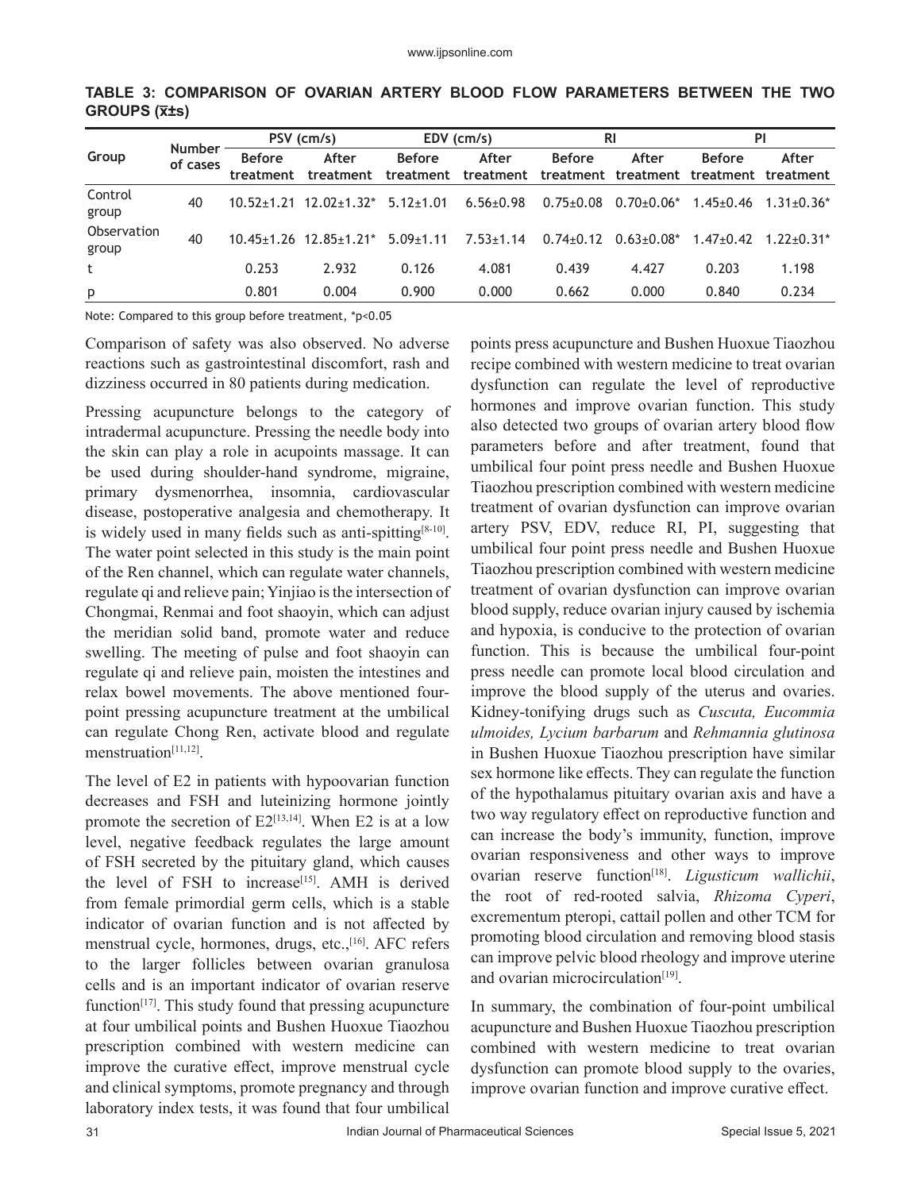**TABLE 3: COMPARISON OF OVARIAN ARTERY BLOOD FLOW PARAMETERS BETWEEN THE TWO GROUPS ($\bar{x}\pm s$)**

| Group | Number of cases | PSV (cm/s) | | EDV (cm/s) | | RI | | PI | |
|---|---|---|---|---|---|---|---|---|---|
| | | Before treatment | After treatment | Before treatment | After treatment | Before treatment | After treatment | Before treatment | After treatment |
| Control group | 40 | 10.52±1.21 | 12.02±1.32* | 5.12±1.01 | 6.56±0.98 | 0.75±0.08 | 0.70±0.06* | 1.45±0.46 | 1.31±0.36* |
| Observation group | 40 | 10.45±1.26 | 12.85±1.21* | 5.09±1.11 | 7.53±1.14 | 0.74±0.12 | 0.63±0.08* | 1.47±0.42 | 1.22±0.31* |
| t | | 0.253 | 2.932 | 0.126 | 4.081 | 0.439 | 4.427 | 0.203 | 1.198 |
| p | | 0.801 | 0.004 | 0.900 | 0.000 | 0.662 | 0.000 | 0.840 | 0.234 |

Note: Compared to this group before treatment, *p<0.05

Comparison of safety was also observed. No adverse reactions such as gastrointestinal discomfort, rash and dizziness occurred in 80 patients during medication.

Pressing acupuncture belongs to the category of intradermal acupuncture. Pressing the needle body into the skin can play a role in acupoints massage. It can be used during shoulder-hand syndrome, migraine, primary dysmenorrhea, insomnia, cardiovascular disease, postoperative analgesia and chemotherapy. It is widely used in many fields such as anti-spitting[8-10]. The water point selected in this study is the main point of the Ren channel, which can regulate water channels, regulate qi and relieve pain; Yinjiao is the intersection of Chongmai, Renmai and foot shaoyin, which can adjust the meridian solid band, promote water and reduce swelling. The meeting of pulse and foot shaoyin can regulate qi and relieve pain, moisten the intestines and relax bowel movements. The above mentioned four-point pressing acupuncture treatment at the umbilical can regulate Chong Ren, activate blood and regulate menstruation[11,12].

The level of E2 in patients with hypoovarian function decreases and FSH and luteinizing hormone jointly promote the secretion of E2[13,14]. When E2 is at a low level, negative feedback regulates the large amount of FSH secreted by the pituitary gland, which causes the level of FSH to increase[15]. AMH is derived from female primordial germ cells, which is a stable indicator of ovarian function and is not affected by menstrual cycle, hormones, drugs, etc.,[16]. AFC refers to the larger follicles between ovarian granulosa cells and is an important indicator of ovarian reserve function[17]. This study found that pressing acupuncture at four umbilical points and Bushen Huoxue Tiaozhou prescription combined with western medicine can improve the curative effect, improve menstrual cycle and clinical symptoms, promote pregnancy and through laboratory index tests, it was found that four umbilical points press acupuncture and Bushen Huoxue Tiaozhou recipe combined with western medicine to treat ovarian dysfunction can regulate the level of reproductive hormones and improve ovarian function. This study also detected two groups of ovarian artery blood flow parameters before and after treatment, found that umbilical four point press needle and Bushen Huoxue Tiaozhou prescription combined with western medicine treatment of ovarian dysfunction can improve ovarian artery PSV, EDV, reduce RI, PI, suggesting that umbilical four point press needle and Bushen Huoxue Tiaozhou prescription combined with western medicine treatment of ovarian dysfunction can improve ovarian blood supply, reduce ovarian injury caused by ischemia and hypoxia, is conducive to the protection of ovarian function. This is because the umbilical four-point press needle can promote local blood circulation and improve the blood supply of the uterus and ovaries. Kidney-tonifying drugs such as *Cuscuta, Eucommia ulmoides, Lycium barbarum* and *Rehmannia glutinosa* in Bushen Huoxue Tiaozhou prescription have similar sex hormone like effects. They can regulate the function of the hypothalamus pituitary ovarian axis and have a two way regulatory effect on reproductive function and can increase the body's immunity, function, improve ovarian responsiveness and other ways to improve ovarian reserve function[18]. *Ligusticum wallichii*, the root of red-rooted salvia, *Rhizoma Cyperi*, excrementum pteropi, cattail pollen and other TCM for promoting blood circulation and removing blood stasis can improve pelvic blood rheology and improve uterine and ovarian microcirculation[19].

In summary, the combination of four-point umbilical acupuncture and Bushen Huoxue Tiaozhou prescription combined with western medicine to treat ovarian dysfunction can promote blood supply to the ovaries, improve ovarian function and improve curative effect.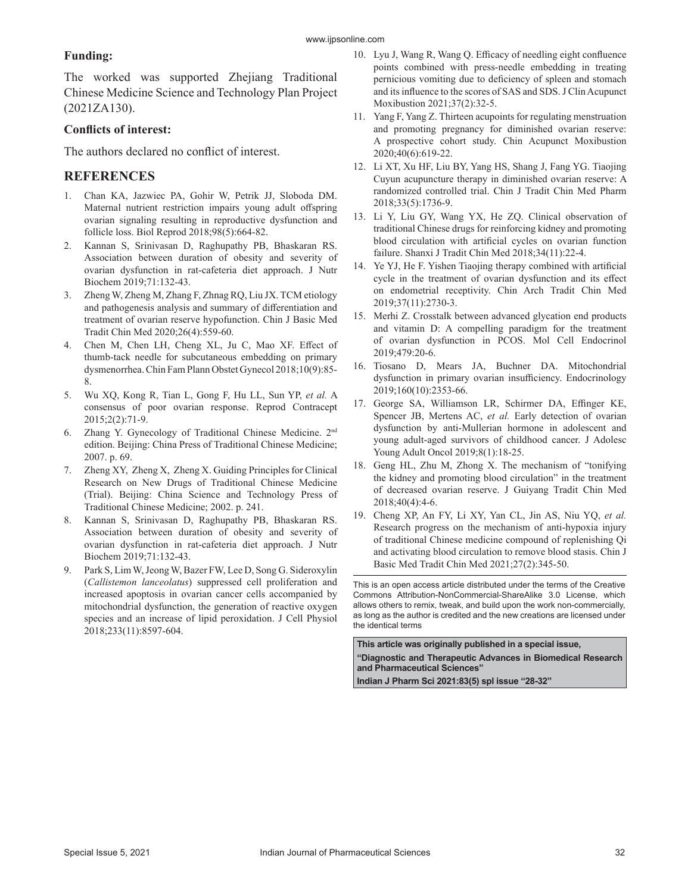**Funding:**

The worked was supported Zhejiang Traditional Chinese Medicine Science and Technology Plan Project (2021ZA130).

**Conflicts of interest:**

The authors declared no conflict of interest.

## REFERENCES

1. Chan KA, Jazwiec PA, Gohir W, Petrik JJ, Sloboda DM. Maternal nutrient restriction impairs young adult offspring ovarian signaling resulting in reproductive dysfunction and follicle loss. Biol Reprod 2018;98(5):664-82.
2. Kannan S, Srinivasan D, Raghupathy PB, Bhaskaran RS. Association between duration of obesity and severity of ovarian dysfunction in rat-cafeteria diet approach. J Nutr Biochem 2019;71:132-43.
3. Zheng W, Zheng M, Zhang F, Zhnag RQ, Liu JX. TCM etiology and pathogenesis analysis and summary of differentiation and treatment of ovarian reserve hypofunction. Chin J Basic Med Tradit Chin Med 2020;26(4):559-60.
4. Chen M, Chen LH, Cheng XL, Ju C, Mao XF. Effect of thumb-tack needle for subcutaneous embedding on primary dysmenorrhea. Chin Fam Plann Obstet Gynecol 2018;10(9):85-8.
5. Wu XQ, Kong R, Tian L, Gong F, Hu LL, Sun YP, *et al.* A consensus of poor ovarian response. Reprod Contracept 2015;2(2):71-9.
6. Zhang Y. Gynecology of Traditional Chinese Medicine. 2nd edition. Beijing: China Press of Traditional Chinese Medicine; 2007. p. 69.
7. Zheng XY, Zheng X, Zheng X. Guiding Principles for Clinical Research on New Drugs of Traditional Chinese Medicine (Trial). Beijing: China Science and Technology Press of Traditional Chinese Medicine; 2002. p. 241.
8. Kannan S, Srinivasan D, Raghupathy PB, Bhaskaran RS. Association between duration of obesity and severity of ovarian dysfunction in rat-cafeteria diet approach. J Nutr Biochem 2019;71:132-43.
9. Park S, Lim W, Jeong W, Bazer FW, Lee D, Song G. Sideroxylin (*Callistemon lanceolatus*) suppressed cell proliferation and increased apoptosis in ovarian cancer cells accompanied by mitochondrial dysfunction, the generation of reactive oxygen species and an increase of lipid peroxidation. J Cell Physiol 2018;233(11):8597-604.
10. Lyu J, Wang R, Wang Q. Efficacy of needling eight confluence points combined with press-needle embedding in treating pernicious vomiting due to deficiency of spleen and stomach and its influence to the scores of SAS and SDS. J Clin Acupunct Moxibustion 2021;37(2):32-5.
11. Yang F, Yang Z. Thirteen acupoints for regulating menstruation and promoting pregnancy for diminished ovarian reserve: A prospective cohort study. Chin Acupunct Moxibustion 2020;40(6):619-22.
12. Li XT, Xu HF, Liu BY, Yang HS, Shang J, Fang YG. Tiaojing Cuyun acupuncture therapy in diminished ovarian reserve: A randomized controlled trial. Chin J Tradit Chin Med Pharm 2018;33(5):1736-9.
13. Li Y, Liu GY, Wang YX, He ZQ. Clinical observation of traditional Chinese drugs for reinforcing kidney and promoting blood circulation with artificial cycles on ovarian function failure. Shanxi J Tradit Chin Med 2018;34(11):22-4.
14. Ye YJ, He F. Yishen Tiaojing therapy combined with artificial cycle in the treatment of ovarian dysfunction and its effect on endometrial receptivity. Chin Arch Tradit Chin Med 2019;37(11):2730-3.
15. Merhi Z. Crosstalk between advanced glycation end products and vitamin D: A compelling paradigm for the treatment of ovarian dysfunction in PCOS. Mol Cell Endocrinol 2019;479:20-6.
16. Tiosano D, Mears JA, Buchner DA. Mitochondrial dysfunction in primary ovarian insufficiency. Endocrinology 2019;160(10):2353-66.
17. George SA, Williamson LR, Schirmer DA, Effinger KE, Spencer JB, Mertens AC, *et al.* Early detection of ovarian dysfunction by anti-Mullerian hormone in adolescent and young adult-aged survivors of childhood cancer. J Adolesc Young Adult Oncol 2019;8(1):18-25.
18. Geng HL, Zhu M, Zhong X. The mechanism of "tonifying the kidney and promoting blood circulation" in the treatment of decreased ovarian reserve. J Guiyang Tradit Chin Med 2018;40(4):4-6.
19. Cheng XP, An FY, Li XY, Yan CL, Jin AS, Niu YQ, *et al.* Research progress on the mechanism of anti-hypoxia injury of traditional Chinese medicine compound of replenishing Qi and activating blood circulation to remove blood stasis. Chin J Basic Med Tradit Chin Med 2021;27(2):345-50.

This is an open access article distributed under the terms of the Creative Commons Attribution-NonCommercial-ShareAlike 3.0 License, which allows others to remix, tweak, and build upon the work non-commercially, as long as the author is credited and the new creations are licensed under the identical terms

**This article was originally published in a special issue, "Diagnostic and Therapeutic Advances in Biomedical Research and Pharmaceutical Sciences"**
**Indian J Pharm Sci 2021:83(5) spl issue "28-32"**